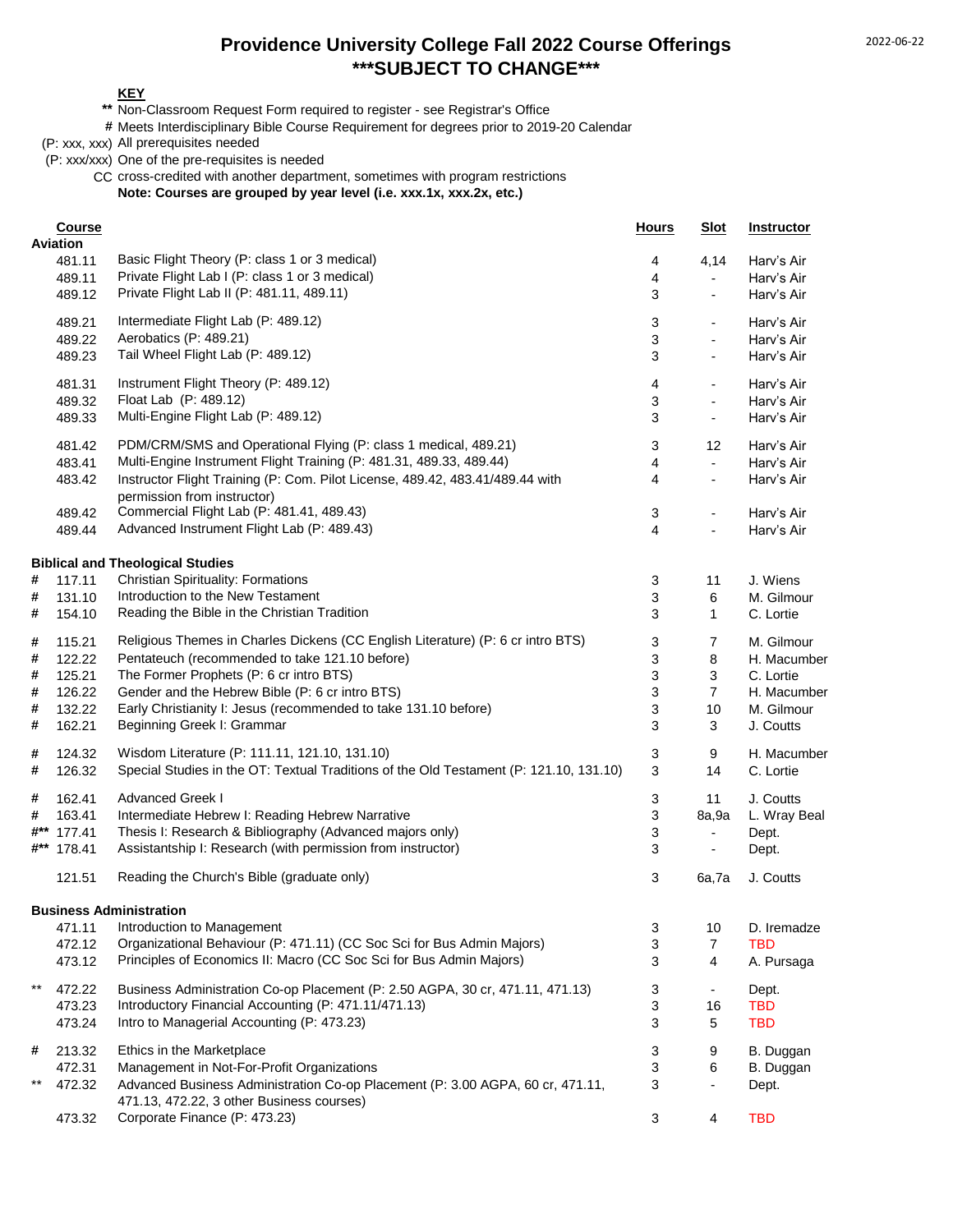# Providence University College Fall 2022 Course Offerings
## ***SUBJECT TO CHANGE***

**KEY**

- ** Non-Classroom Request Form required to register - see Registrar's Office
- # Meets Interdisciplinary Bible Course Requirement for degrees prior to 2019-20 Calendar
- (P: xxx, xxx) All prerequisites needed
- (P: xxx/xxx) One of the pre-requisites is needed
- CC cross-credited with another department, sometimes with program restrictions

**Note: Courses are grouped by year level (i.e. xxx.1x, xxx.2x, etc.)**

| | Course | | Hours | Slot | Instructor |
|---|---|---|---|---|---|
| | **Aviation** | | | | |
| | 481.11 | Basic Flight Theory (P: class 1 or 3 medical) | 4 | 4,14 | Harv's Air |
| | 489.11 | Private Flight Lab I (P: class 1 or 3 medical) | 4 | - | Harv's Air |
| | 489.12 | Private Flight Lab II (P: 481.11, 489.11) | 3 | - | Harv's Air |
| | 489.21 | Intermediate Flight Lab (P: 489.12) | 3 | - | Harv's Air |
| | 489.22 | Aerobatics (P: 489.21) | 3 | - | Harv's Air |
| | 489.23 | Tail Wheel Flight Lab (P: 489.12) | 3 | - | Harv's Air |
| | 481.31 | Instrument Flight Theory (P: 489.12) | 4 | - | Harv's Air |
| | 489.32 | Float Lab (P: 489.12) | 3 | - | Harv's Air |
| | 489.33 | Multi-Engine Flight Lab (P: 489.12) | 3 | - | Harv's Air |
| | 481.42 | PDM/CRM/SMS and Operational Flying (P: class 1 medical, 489.21) | 3 | 12 | Harv's Air |
| | 483.41 | Multi-Engine Instrument Flight Training (P: 481.31, 489.33, 489.44) | 4 | - | Harv's Air |
| | 483.42 | Instructor Flight Training (P: Com. Pilot License, 489.42, 483.41/489.44 with permission from instructor) | 4 | - | Harv's Air |
| | 489.42 | Commercial Flight Lab (P: 481.41, 489.43) | 3 | - | Harv's Air |
| | 489.44 | Advanced Instrument Flight Lab (P: 489.43) | 4 | - | Harv's Air |
| | **Biblical and Theological Studies** | | | | |
| # | 117.11 | Christian Spirituality: Formations | 3 | 11 | J. Wiens |
| # | 131.10 | Introduction to the New Testament | 3 | 6 | M. Gilmour |
| # | 154.10 | Reading the Bible in the Christian Tradition | 3 | 1 | C. Lortie |
| # | 115.21 | Religious Themes in Charles Dickens (CC English Literature) (P: 6 cr intro BTS) | 3 | 7 | M. Gilmour |
| # | 122.22 | Pentateuch (recommended to take 121.10 before) | 3 | 8 | H. Macumber |
| # | 125.21 | The Former Prophets (P: 6 cr intro BTS) | 3 | 3 | C. Lortie |
| # | 126.22 | Gender and the Hebrew Bible (P: 6 cr intro BTS) | 3 | 7 | H. Macumber |
| # | 132.22 | Early Christianity I: Jesus (recommended to take 131.10 before) | 3 | 10 | M. Gilmour |
| # | 162.21 | Beginning Greek I: Grammar | 3 | 3 | J. Coutts |
| # | 124.32 | Wisdom Literature (P: 111.11, 121.10, 131.10) | 3 | 9 | H. Macumber |
| # | 126.32 | Special Studies in the OT: Textual Traditions of the Old Testament (P: 121.10, 131.10) | 3 | 14 | C. Lortie |
| # | 162.41 | Advanced Greek I | 3 | 11 | J. Coutts |
| # | 163.41 | Intermediate Hebrew I: Reading Hebrew Narrative | 3 | 8a,9a | L. Wray Beal |
| #** | 177.41 | Thesis I: Research & Bibliography (Advanced majors only) | 3 | - | Dept. |
| #** | 178.41 | Assistantship I: Research (with permission from instructor) | 3 | - | Dept. |
| | 121.51 | Reading the Church's Bible (graduate only) | 3 | 6a,7a | J. Coutts |
| | **Business Administration** | | | | |
| | 471.11 | Introduction to Management | 3 | 10 | D. Iremadze |
| | 472.12 | Organizational Behaviour (P: 471.11) (CC Soc Sci for Bus Admin Majors) | 3 | 7 | TBD |
| | 473.12 | Principles of Economics II: Macro (CC Soc Sci for Bus Admin Majors) | 3 | 4 | A. Pursaga |
| ** | 472.22 | Business Administration Co-op Placement (P: 2.50 AGPA, 30 cr, 471.11, 471.13) | 3 | - | Dept. |
| | 473.23 | Introductory Financial Accounting (P: 471.11/471.13) | 3 | 16 | TBD |
| | 473.24 | Intro to Managerial Accounting (P: 473.23) | 3 | 5 | TBD |
| # | 213.32 | Ethics in the Marketplace | 3 | 9 | B. Duggan |
| | 472.31 | Management in Not-For-Profit Organizations | 3 | 6 | B. Duggan |
| ** | 472.32 | Advanced Business Administration Co-op Placement (P: 3.00 AGPA, 60 cr, 471.11, 471.13, 472.22, 3 other Business courses) | 3 | - | Dept. |
| | 473.32 | Corporate Finance (P: 473.23) | 3 | 4 | TBD |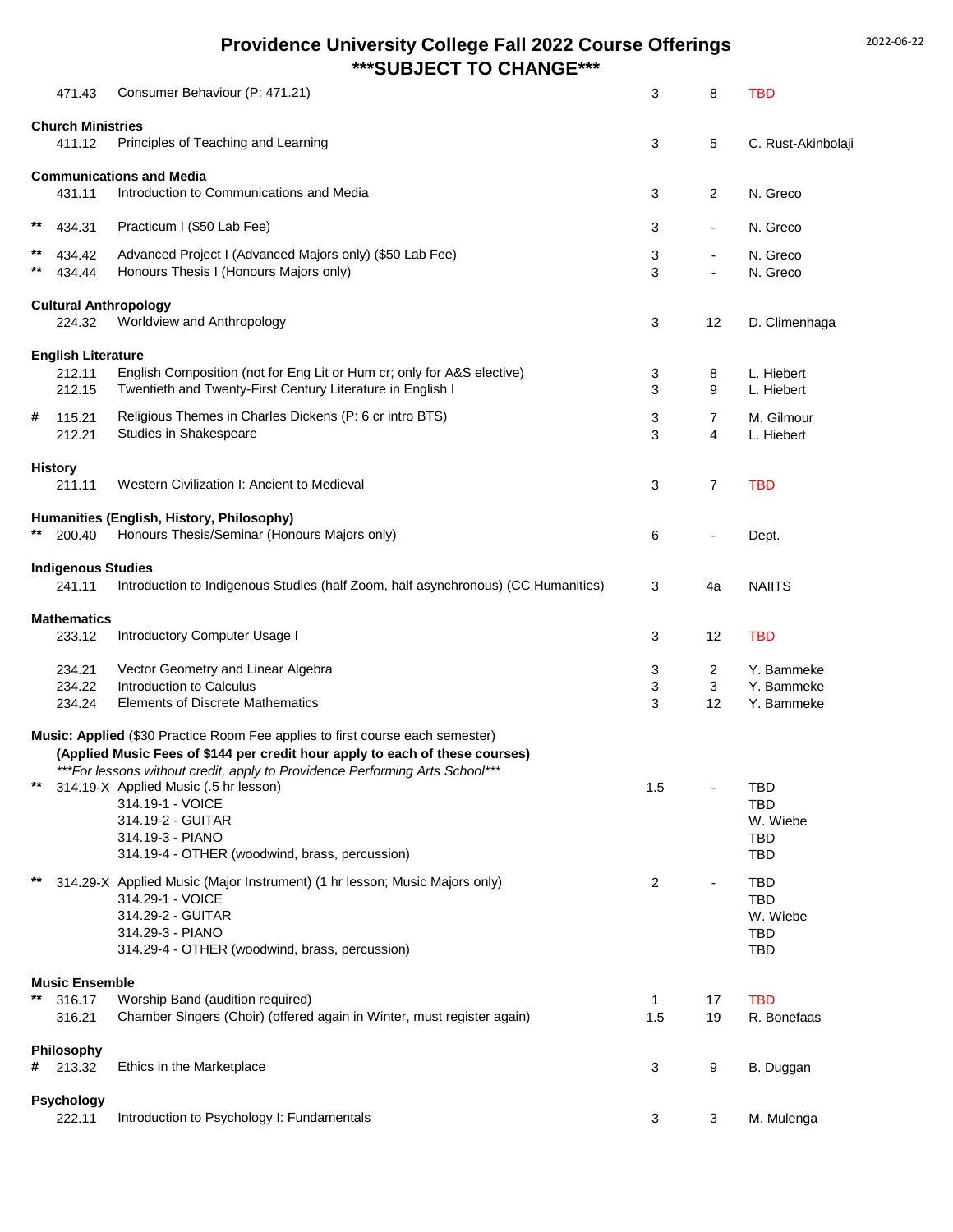# Providence University College Fall 2022 Course Offerings
## ***SUBJECT TO CHANGE***

| | | | | | |
|---|---|---|---|---|---|
| | 471.43 | Consumer Behaviour (P: 471.21) | 3 | 8 | TBD |
| **Church Ministries** | | | | | |
| | 411.12 | Principles of Teaching and Learning | 3 | 5 | C. Rust-Akinbolaji |
| **Communications and Media** | | | | | |
| | 431.11 | Introduction to Communications and Media | 3 | 2 | N. Greco |
| ** | 434.31 | Practicum I ($50 Lab Fee) | 3 | - | N. Greco |
| ** | 434.42 | Advanced Project I (Advanced Majors only) ($50 Lab Fee) | 3 | - | N. Greco |
| ** | 434.44 | Honours Thesis I (Honours Majors only) | 3 | - | N. Greco |
| **Cultural Anthropology** | | | | | |
| | 224.32 | Worldview and Anthropology | 3 | 12 | D. Climenhaga |
| **English Literature** | | | | | |
| | 212.11 | English Composition (not for Eng Lit or Hum cr; only for A&S elective) | 3 | 8 | L. Hiebert |
| | 212.15 | Twentieth and Twenty-First Century Literature in English I | 3 | 9 | L. Hiebert |
| # | 115.21 | Religious Themes in Charles Dickens (P: 6 cr intro BTS) | 3 | 7 | M. Gilmour |
| | 212.21 | Studies in Shakespeare | 3 | 4 | L. Hiebert |
| **History** | | | | | |
| | 211.11 | Western Civilization I: Ancient to Medieval | 3 | 7 | TBD |
| **Humanities (English, History, Philosophy)** | | | | | |
| ** | 200.40 | Honours Thesis/Seminar (Honours Majors only) | 6 | - | Dept. |
| **Indigenous Studies** | | | | | |
| | 241.11 | Introduction to Indigenous Studies (half Zoom, half asynchronous) (CC Humanities) | 3 | 4a | NAIITS |
| **Mathematics** | | | | | |
| | 233.12 | Introductory Computer Usage I | 3 | 12 | TBD |
| | 234.21 | Vector Geometry and Linear Algebra | 3 | 2 | Y. Bammeke |
| | 234.22 | Introduction to Calculus | 3 | 3 | Y. Bammeke |
| | 234.24 | Elements of Discrete Mathematics | 3 | 12 | Y. Bammeke |
| **Music: Applied** ($30 Practice Room Fee applies to first course each semester) **(Applied Music Fees of $144 per credit hour apply to each of these courses)** *\*\*\*For lessons without credit, apply to Providence Performing Arts School\*\*\** | | | | | |
| ** | 314.19-X | Applied Music (.5 hr lesson) | 1.5 | - | TBD |
| | | 314.19-1 - VOICE | | | TBD |
| | | 314.19-2 - GUITAR | | | W. Wiebe |
| | | 314.19-3 - PIANO | | | TBD |
| | | 314.19-4 - OTHER (woodwind, brass, percussion) | | | TBD |
| ** | 314.29-X | Applied Music (Major Instrument) (1 hr lesson; Music Majors only) | 2 | - | TBD |
| | | 314.29-1 - VOICE | | | TBD |
| | | 314.29-2 - GUITAR | | | W. Wiebe |
| | | 314.29-3 - PIANO | | | TBD |
| | | 314.29-4 - OTHER (woodwind, brass, percussion) | | | TBD |
| **Music Ensemble** | | | | | |
| ** | 316.17 | Worship Band (audition required) | 1 | 17 | TBD |
| | 316.21 | Chamber Singers (Choir) (offered again in Winter, must register again) | 1.5 | 19 | R. Bonefaas |
| **Philosophy** | | | | | |
| # | 213.32 | Ethics in the Marketplace | 3 | 9 | B. Duggan |
| **Psychology** | | | | | |
| | 222.11 | Introduction to Psychology I: Fundamentals | 3 | 3 | M. Mulenga |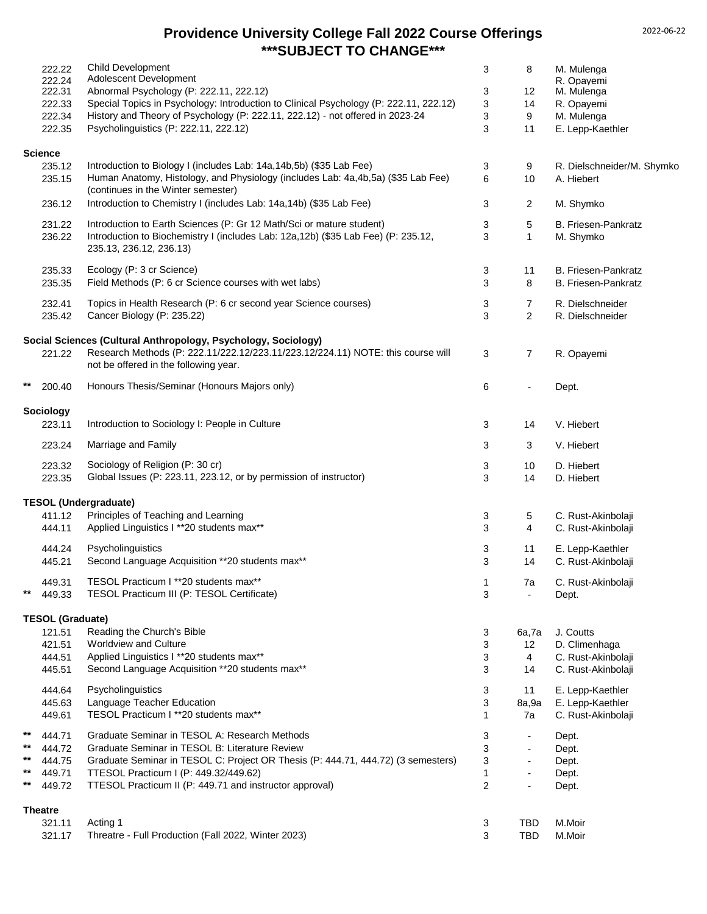# Providence University College Fall 2022 Course Offerings
## ***SUBJECT TO CHANGE***

| | | | | | |
|---|---|---|---|---|---|
| | 222.22 | Child Development | 3 | 8 | M. Mulenga |
| | 222.24 | Adolescent Development | | | R. Opayemi |
| | 222.31 | Abnormal Psychology (P: 222.11, 222.12) | 3 | 12 | M. Mulenga |
| | 222.33 | Special Topics in Psychology: Introduction to Clinical Psychology (P: 222.11, 222.12) | 3 | 14 | R. Opayemi |
| | 222.34 | History and Theory of Psychology (P: 222.11, 222.12) - not offered in 2023-24 | 3 | 9 | M. Mulenga |
| | 222.35 | Psycholinguistics (P: 222.11, 222.12) | 3 | 11 | E. Lepp-Kaethler |
| **Science** | | | | | |
| | 235.12 | Introduction to Biology I (includes Lab: 14a,14b,5b) ($35 Lab Fee) | 3 | 9 | R. Dielschneider/M. Shymko |
| | 235.15 | Human Anatomy, Histology, and Physiology (includes Lab: 4a,4b,5a) ($35 Lab Fee) (continues in the Winter semester) | 6 | 10 | A. Hiebert |
| | 236.12 | Introduction to Chemistry I (includes Lab: 14a,14b) ($35 Lab Fee) | 3 | 2 | M. Shymko |
| | 231.22 | Introduction to Earth Sciences (P: Gr 12 Math/Sci or mature student) | 3 | 5 | B. Friesen-Pankratz |
| | 236.22 | Introduction to Biochemistry I (includes Lab: 12a,12b) ($35 Lab Fee) (P: 235.12, 235.13, 236.12, 236.13) | 3 | 1 | M. Shymko |
| | 235.33 | Ecology (P: 3 cr Science) | 3 | 11 | B. Friesen-Pankratz |
| | 235.35 | Field Methods (P: 6 cr Science courses with wet labs) | 3 | 8 | B. Friesen-Pankratz |
| | 232.41 | Topics in Health Research (P: 6 cr second year Science courses) | 3 | 7 | R. Dielschneider |
| | 235.42 | Cancer Biology (P: 235.22) | 3 | 2 | R. Dielschneider |
| **Social Sciences (Cultural Anthropology, Psychology, Sociology)** | | | | | |
| | 221.22 | Research Methods (P: 222.11/222.12/223.11/223.12/224.11) NOTE: this course will not be offered in the following year. | 3 | 7 | R. Opayemi |
| ** | 200.40 | Honours Thesis/Seminar (Honours Majors only) | 6 | - | Dept. |
| **Sociology** | | | | | |
| | 223.11 | Introduction to Sociology I: People in Culture | 3 | 14 | V. Hiebert |
| | 223.24 | Marriage and Family | 3 | 3 | V. Hiebert |
| | 223.32 | Sociology of Religion (P: 30 cr) | 3 | 10 | D. Hiebert |
| | 223.35 | Global Issues (P: 223.11, 223.12, or by permission of instructor) | 3 | 14 | D. Hiebert |
| **TESOL (Undergraduate)** | | | | | |
| | 411.12 | Principles of Teaching and Learning | 3 | 5 | C. Rust-Akinbolaji |
| | 444.11 | Applied Linguistics I **20 students max** | 3 | 4 | C. Rust-Akinbolaji |
| | 444.24 | Psycholinguistics | 3 | 11 | E. Lepp-Kaethler |
| | 445.21 | Second Language Acquisition **20 students max** | 3 | 14 | C. Rust-Akinbolaji |
| | 449.31 | TESOL Practicum I **20 students max** | 1 | 7a | C. Rust-Akinbolaji |
| ** | 449.33 | TESOL Practicum III (P: TESOL Certificate) | 3 | - | Dept. |
| **TESOL (Graduate)** | | | | | |
| | 121.51 | Reading the Church's Bible | 3 | 6a,7a | J. Coutts |
| | 421.51 | Worldview and Culture | 3 | 12 | D. Climenhaga |
| | 444.51 | Applied Linguistics I **20 students max** | 3 | 4 | C. Rust-Akinbolaji |
| | 445.51 | Second Language Acquisition **20 students max** | 3 | 14 | C. Rust-Akinbolaji |
| | 444.64 | Psycholinguistics | 3 | 11 | E. Lepp-Kaethler |
| | 445.63 | Language Teacher Education | 3 | 8a,9a | E. Lepp-Kaethler |
| | 449.61 | TESOL Practicum I **20 students max** | 1 | 7a | C. Rust-Akinbolaji |
| ** | 444.71 | Graduate Seminar in TESOL A: Research Methods | 3 | - | Dept. |
| ** | 444.72 | Graduate Seminar in TESOL B: Literature Review | 3 | - | Dept. |
| ** | 444.75 | Graduate Seminar in TESOL C: Project OR Thesis (P: 444.71, 444.72) (3 semesters) | 3 | - | Dept. |
| ** | 449.71 | TTESOL Practicum I (P: 449.32/449.62) | 1 | - | Dept. |
| ** | 449.72 | TTESOL Practicum II (P: 449.71 and instructor approval) | 2 | - | Dept. |
| **Theatre** | | | | | |
| | 321.11 | Acting 1 | 3 | TBD | M.Moir |
| | 321.17 | Threatre - Full Production (Fall 2022, Winter 2023) | 3 | TBD | M.Moir |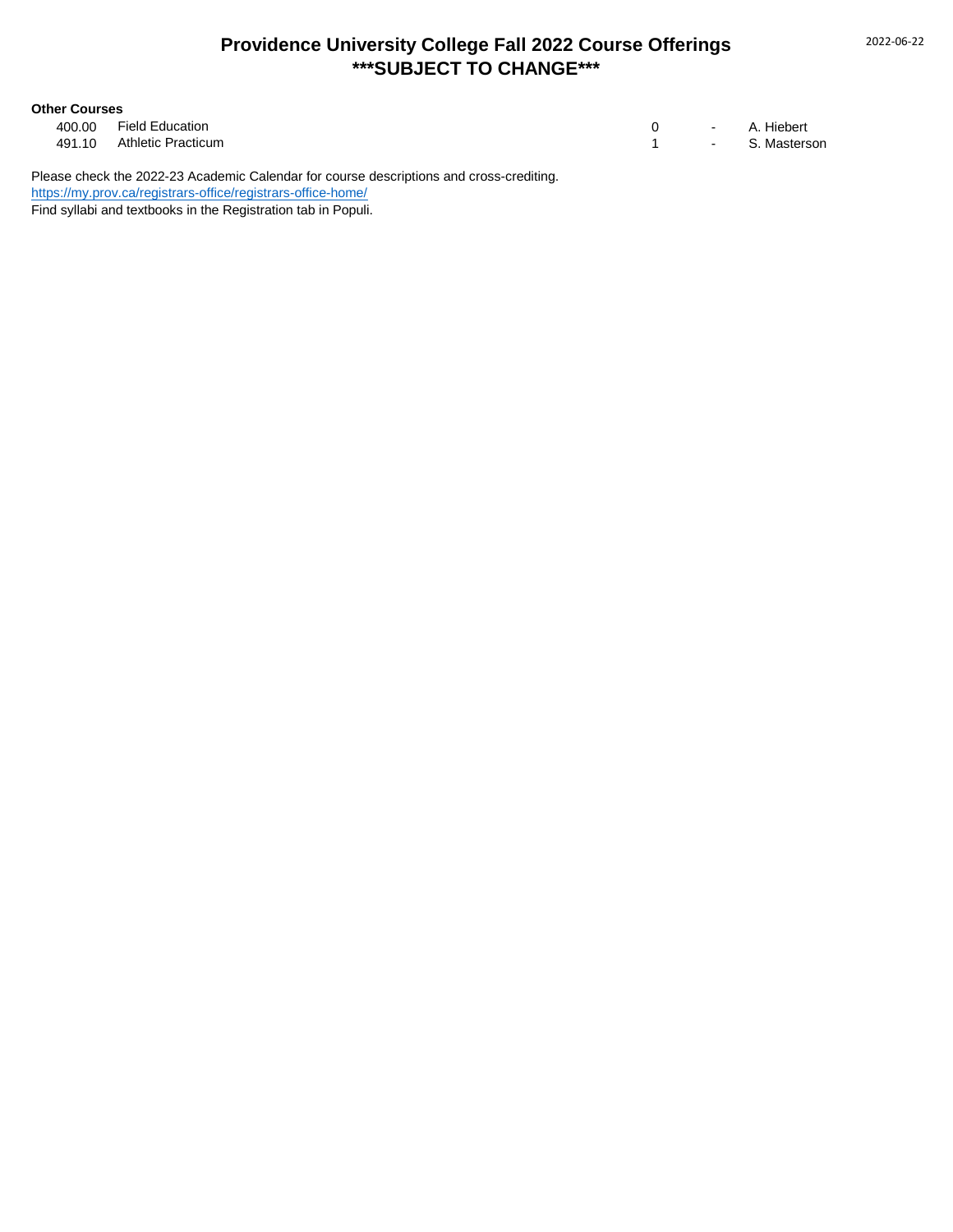# Providence University College Fall 2022 Course Offerings
## ***SUBJECT TO CHANGE***

2022-06-22

**Other Courses**

| | | | | |
|---|---|---|---|---|
| 400.00 | Field Education | 0 | - | A. Hiebert |
| 491.10 | Athletic Practicum | 1 | - | S. Masterson |

Please check the 2022-23 Academic Calendar for course descriptions and cross-crediting.
https://my.prov.ca/registrars-office/registrars-office-home/
Find syllabi and textbooks in the Registration tab in Populi.